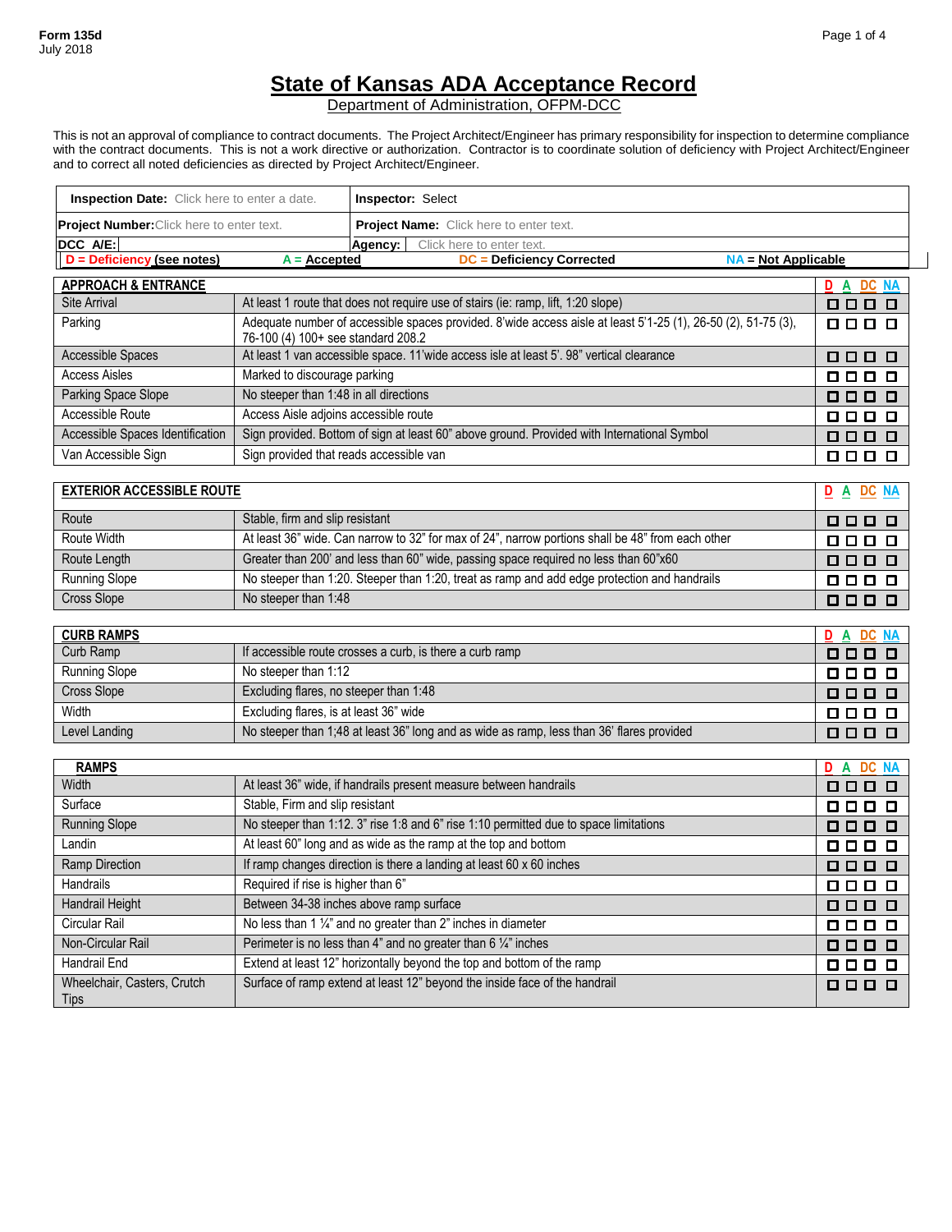Form 135d
July 2018

# State of Kansas ADA Acceptance Record

Department of Administration, OFPM-DCC

This is not an approval of compliance to contract documents. The Project Architect/Engineer has primary responsibility for inspection to determine compliance with the contract documents. This is not a work directive or authorization. Contractor is to coordinate solution of deficiency with Project Architect/Engineer and to correct all noted deficiencies as directed by Project Architect/Engineer.

| | |
|---|---|
| **Inspection Date:** Click here to enter a date. | **Inspector:** Select |
| **Project Number:** Click here to enter text. | **Project Name:** Click here to enter text. |
| **DCC A/E:** | **Agency:** Click here to enter text. |

**D = Deficiency (see notes)** **A = Accepted** **DC = Deficiency Corrected** **NA = Not Applicable**

| APPROACH & ENTRANCE | | D | A | DC | NA |
|---|---|---|---|---|---|
| Site Arrival | At least 1 route that does not require use of stairs (ie: ramp, lift, 1:20 slope) | ☐ | ☐ | ☐ | ☐ |
| Parking | Adequate number of accessible spaces provided. 8'wide access aisle at least 5'1-25 (1), 26-50 (2), 51-75 (3), 76-100 (4) 100+ see standard 208.2 | ☐ | ☐ | ☐ | ☐ |
| Accessible Spaces | At least 1 van accessible space. 11'wide access isle at least 5'. 98" vertical clearance | ☐ | ☐ | ☐ | ☐ |
| Access Aisles | Marked to discourage parking | ☐ | ☐ | ☐ | ☐ |
| Parking Space Slope | No steeper than 1:48 in all directions | ☐ | ☐ | ☐ | ☐ |
| Accessible Route | Access Aisle adjoins accessible route | ☐ | ☐ | ☐ | ☐ |
| Accessible Spaces Identification | Sign provided. Bottom of sign at least 60" above ground. Provided with International Symbol | ☐ | ☐ | ☐ | ☐ |
| Van Accessible Sign | Sign provided that reads accessible van | ☐ | ☐ | ☐ | ☐ |

| EXTERIOR ACCESSIBLE ROUTE | | D | A | DC | NA |
|---|---|---|---|---|---|
| Route | Stable, firm and slip resistant | ☐ | ☐ | ☐ | ☐ |
| Route Width | At least 36" wide. Can narrow to 32" for max of 24", narrow portions shall be 48" from each other | ☐ | ☐ | ☐ | ☐ |
| Route Length | Greater than 200' and less than 60" wide, passing space required no less than 60"x60 | ☐ | ☐ | ☐ | ☐ |
| Running Slope | No steeper than 1:20. Steeper than 1:20, treat as ramp and add edge protection and handrails | ☐ | ☐ | ☐ | ☐ |
| Cross Slope | No steeper than 1:48 | ☐ | ☐ | ☐ | ☐ |

| CURB RAMPS | | D | A | DC | NA |
|---|---|---|---|---|---|
| Curb Ramp | If accessible route crosses a curb, is there a curb ramp | ☐ | ☐ | ☐ | ☐ |
| Running Slope | No steeper than 1:12 | ☐ | ☐ | ☐ | ☐ |
| Cross Slope | Excluding flares, no steeper than 1:48 | ☐ | ☐ | ☐ | ☐ |
| Width | Excluding flares, is at least 36" wide | ☐ | ☐ | ☐ | ☐ |
| Level Landing | No steeper than 1;48 at least 36" long and as wide as ramp, less than 36' flares provided | ☐ | ☐ | ☐ | ☐ |

| RAMPS | | D | A | DC | NA |
|---|---|---|---|---|---|
| Width | At least 36" wide, if handrails present measure between handrails | ☐ | ☐ | ☐ | ☐ |
| Surface | Stable, Firm and slip resistant | ☐ | ☐ | ☐ | ☐ |
| Running Slope | No steeper than 1:12. 3" rise 1:8 and 6" rise 1:10 permitted due to space limitations | ☐ | ☐ | ☐ | ☐ |
| Landin | At least 60" long and as wide as the ramp at the top and bottom | ☐ | ☐ | ☐ | ☐ |
| Ramp Direction | If ramp changes direction is there a landing at least 60 x 60 inches | ☐ | ☐ | ☐ | ☐ |
| Handrails | Required if rise is higher than 6" | ☐ | ☐ | ☐ | ☐ |
| Handrail Height | Between 34-38 inches above ramp surface | ☐ | ☐ | ☐ | ☐ |
| Circular Rail | No less than 1 ¼" and no greater than 2" inches in diameter | ☐ | ☐ | ☐ | ☐ |
| Non-Circular Rail | Perimeter is no less than 4" and no greater than 6 ¼" inches | ☐ | ☐ | ☐ | ☐ |
| Handrail End | Extend at least 12" horizontally beyond the top and bottom of the ramp | ☐ | ☐ | ☐ | ☐ |
| Wheelchair, Casters, Crutch Tips | Surface of ramp extend at least 12" beyond the inside face of the handrail | ☐ | ☐ | ☐ | ☐ |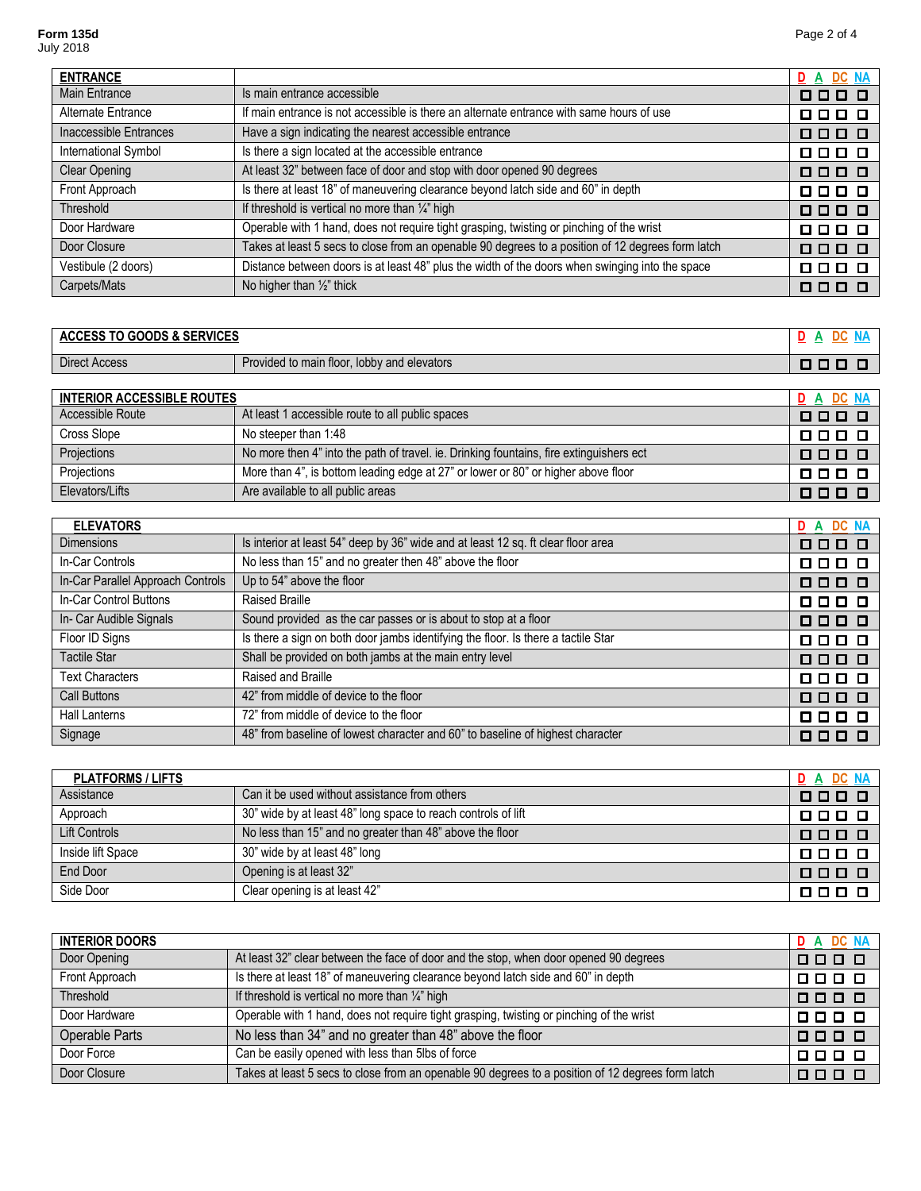Form 135d
July 2018

| ENTRANCE | | D | A | DC | NA |
|---|---|---|---|---|---|
| Main Entrance | Is main entrance accessible | ☐ | ☐ | ☐ | ☐ |
| Alternate Entrance | If main entrance is not accessible is there an alternate entrance with same hours of use | ☐ | ☐ | ☐ | ☐ |
| Inaccessible Entrances | Have a sign indicating the nearest accessible entrance | ☐ | ☐ | ☐ | ☐ |
| International Symbol | Is there a sign located at the accessible entrance | ☐ | ☐ | ☐ | ☐ |
| Clear Opening | At least 32" between face of door and stop with door opened 90 degrees | ☐ | ☐ | ☐ | ☐ |
| Front Approach | Is there at least 18" of maneuvering clearance beyond latch side and 60" in depth | ☐ | ☐ | ☐ | ☐ |
| Threshold | If threshold is vertical no more than ¼" high | ☐ | ☐ | ☐ | ☐ |
| Door Hardware | Operable with 1 hand, does not require tight grasping, twisting or pinching of the wrist | ☐ | ☐ | ☐ | ☐ |
| Door Closure | Takes at least 5 secs to close from an openable 90 degrees to a position of 12 degrees form latch | ☐ | ☐ | ☐ | ☐ |
| Vestibule (2 doors) | Distance between doors is at least 48" plus the width of the doors when swinging into the space | ☐ | ☐ | ☐ | ☐ |
| Carpets/Mats | No higher than ½" thick | ☐ | ☐ | ☐ | ☐ |

| ACCESS TO GOODS & SERVICES | | D | A | DC | NA |
|---|---|---|---|---|---|
| Direct Access | Provided to main floor, lobby and elevators | ☐ | ☐ | ☐ | ☐ |

| INTERIOR ACCESSIBLE ROUTES | | D | A | DC | NA |
|---|---|---|---|---|---|
| Accessible Route | At least 1 accessible route to all public spaces | ☐ | ☐ | ☐ | ☐ |
| Cross Slope | No steeper than 1:48 | ☐ | ☐ | ☐ | ☐ |
| Projections | No more then 4" into the path of travel. ie. Drinking fountains, fire extinguishers ect | ☐ | ☐ | ☐ | ☐ |
| Projections | More than 4", is bottom leading edge at 27" or lower or 80" or higher above floor | ☐ | ☐ | ☐ | ☐ |
| Elevators/Lifts | Are available to all public areas | ☐ | ☐ | ☐ | ☐ |

| ELEVATORS | | D | A | DC | NA |
|---|---|---|---|---|---|
| Dimensions | Is interior at least 54" deep by 36" wide and at least 12 sq. ft clear floor area | ☐ | ☐ | ☐ | ☐ |
| In-Car Controls | No less than 15" and no greater then 48" above the floor | ☐ | ☐ | ☐ | ☐ |
| In-Car Parallel Approach Controls | Up to 54" above the floor | ☐ | ☐ | ☐ | ☐ |
| In-Car Control Buttons | Raised Braille | ☐ | ☐ | ☐ | ☐ |
| In- Car Audible Signals | Sound provided as the car passes or is about to stop at a floor | ☐ | ☐ | ☐ | ☐ |
| Floor ID Signs | Is there a sign on both door jambs identifying the floor. Is there a tactile Star | ☐ | ☐ | ☐ | ☐ |
| Tactile Star | Shall be provided on both jambs at the main entry level | ☐ | ☐ | ☐ | ☐ |
| Text Characters | Raised and Braille | ☐ | ☐ | ☐ | ☐ |
| Call Buttons | 42" from middle of device to the floor | ☐ | ☐ | ☐ | ☐ |
| Hall Lanterns | 72" from middle of device to the floor | ☐ | ☐ | ☐ | ☐ |
| Signage | 48" from baseline of lowest character and 60" to baseline of highest character | ☐ | ☐ | ☐ | ☐ |

| PLATFORMS / LIFTS | | D | A | DC | NA |
|---|---|---|---|---|---|
| Assistance | Can it be used without assistance from others | ☐ | ☐ | ☐ | ☐ |
| Approach | 30" wide by at least 48" long space to reach controls of lift | ☐ | ☐ | ☐ | ☐ |
| Lift Controls | No less than 15" and no greater than 48" above the floor | ☐ | ☐ | ☐ | ☐ |
| Inside lift Space | 30" wide by at least 48" long | ☐ | ☐ | ☐ | ☐ |
| End Door | Opening is at least 32" | ☐ | ☐ | ☐ | ☐ |
| Side Door | Clear opening is at least 42" | ☐ | ☐ | ☐ | ☐ |

| INTERIOR DOORS | | D | A | DC | NA |
|---|---|---|---|---|---|
| Door Opening | At least 32" clear between the face of door and the stop, when door opened 90 degrees | ☐ | ☐ | ☐ | ☐ |
| Front Approach | Is there at least 18" of maneuvering clearance beyond latch side and 60" in depth | ☐ | ☐ | ☐ | ☐ |
| Threshold | If threshold is vertical no more than ¼" high | ☐ | ☐ | ☐ | ☐ |
| Door Hardware | Operable with 1 hand, does not require tight grasping, twisting or pinching of the wrist | ☐ | ☐ | ☐ | ☐ |
| Operable Parts | No less than 34" and no greater than 48" above the floor | ☐ | ☐ | ☐ | ☐ |
| Door Force | Can be easily opened with less than 5lbs of force | ☐ | ☐ | ☐ | ☐ |
| Door Closure | Takes at least 5 secs to close from an openable 90 degrees to a position of 12 degrees form latch | ☐ | ☐ | ☐ | ☐ |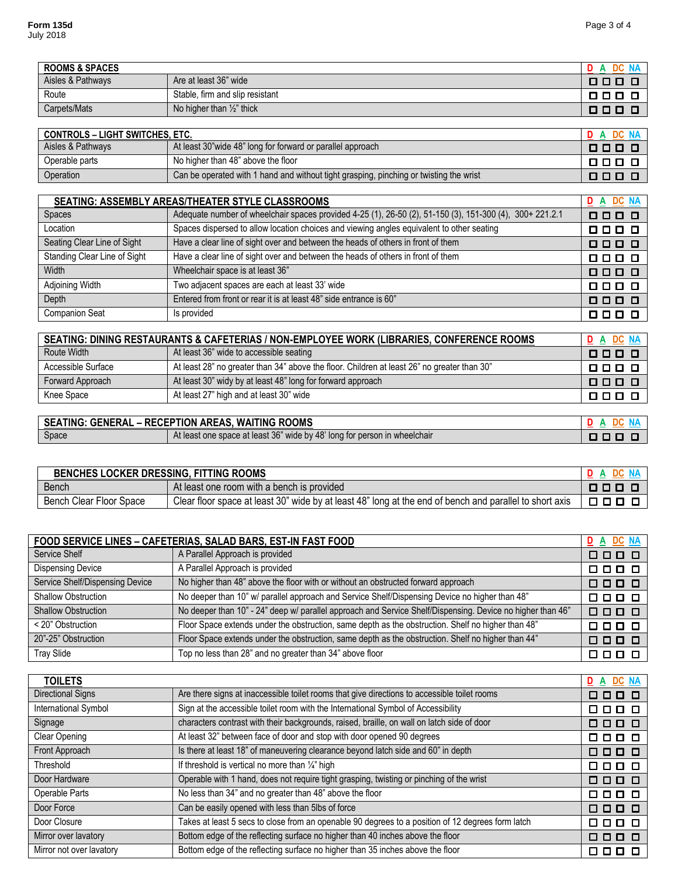Form 135d
July 2018

| ROOMS & SPACES | | D | A | DC | NA |
|---|---|---|---|---|---|
| Aisles & Pathways | Are at least 36" wide | ☐ | ☐ | ☐ | ☐ |
| Route | Stable, firm and slip resistant | ☐ | ☐ | ☐ | ☐ |
| Carpets/Mats | No higher than ½" thick | ☐ | ☐ | ☐ | ☐ |

| CONTROLS – LIGHT SWITCHES, ETC. | | D | A | DC | NA |
|---|---|---|---|---|---|
| Aisles & Pathways | At least 30"wide 48" long for forward or parallel approach | ☐ | ☐ | ☐ | ☐ |
| Operable parts | No higher than 48" above the floor | ☐ | ☐ | ☐ | ☐ |
| Operation | Can be operated with 1 hand and without tight grasping, pinching or twisting the wrist | ☐ | ☐ | ☐ | ☐ |

| SEATING: ASSEMBLY AREAS/THEATER STYLE CLASSROOMS | | D | A | DC | NA |
|---|---|---|---|---|---|
| Spaces | Adequate number of wheelchair spaces provided 4-25 (1), 26-50 (2), 51-150 (3), 151-300 (4), 300+ 221.2.1 | ☐ | ☐ | ☐ | ☐ |
| Location | Spaces dispersed to allow location choices and viewing angles equivalent to other seating | ☐ | ☐ | ☐ | ☐ |
| Seating Clear Line of Sight | Have a clear line of sight over and between the heads of others in front of them | ☐ | ☐ | ☐ | ☐ |
| Standing Clear Line of Sight | Have a clear line of sight over and between the heads of others in front of them | ☐ | ☐ | ☐ | ☐ |
| Width | Wheelchair space is at least 36" | ☐ | ☐ | ☐ | ☐ |
| Adjoining Width | Two adjacent spaces are each at least 33' wide | ☐ | ☐ | ☐ | ☐ |
| Depth | Entered from front or rear it is at least 48" side entrance is 60" | ☐ | ☐ | ☐ | ☐ |
| Companion Seat | Is provided | ☐ | ☐ | ☐ | ☐ |

| SEATING: DINING RESTAURANTS & CAFETERIAS / NON-EMPLOYEE WORK (LIBRARIES, CONFERENCE ROOMS | | D | A | DC | NA |
|---|---|---|---|---|---|
| Route Width | At least 36" wide to accessible seating | ☐ | ☐ | ☐ | ☐ |
| Accessible Surface | At least 28" no greater than 34" above the floor. Children at least 26" no greater than 30" | ☐ | ☐ | ☐ | ☐ |
| Forward Approach | At least 30" widy by at least 48" long for forward approach | ☐ | ☐ | ☐ | ☐ |
| Knee Space | At least 27" high and at least 30" wide | ☐ | ☐ | ☐ | ☐ |

| SEATING: GENERAL – RECEPTION AREAS, WAITING ROOMS | | D | A | DC | NA |
|---|---|---|---|---|---|
| Space | At least one space at least 36" wide by 48' long for person in wheelchair | ☐ | ☐ | ☐ | ☐ |

| BENCHES LOCKER DRESSING, FITTING ROOMS | | D | A | DC | NA |
|---|---|---|---|---|---|
| Bench | At least one room with a bench is provided | ☐ | ☐ | ☐ | ☐ |
| Bench Clear Floor Space | Clear floor space at least 30" wide by at least 48" long at the end of bench and parallel to short axis | ☐ | ☐ | ☐ | ☐ |

| FOOD SERVICE LINES – CAFETERIAS, SALAD BARS, EST-IN FAST FOOD | | D | A | DC | NA |
|---|---|---|---|---|---|
| Service Shelf | A Parallel Approach is provided | ☐ | ☐ | ☐ | ☐ |
| Dispensing Device | A Parallel Approach is provided | ☐ | ☐ | ☐ | ☐ |
| Service Shelf/Dispensing Device | No higher than 48" above the floor with or without an obstructed forward approach | ☐ | ☐ | ☐ | ☐ |
| Shallow Obstruction | No deeper than 10" w/ parallel approach and Service Shelf/Dispensing Device no higher than 48" | ☐ | ☐ | ☐ | ☐ |
| Shallow Obstruction | No deeper than 10" - 24" deep w/ parallel approach and Service Shelf/Dispensing. Device no higher than 46" | ☐ | ☐ | ☐ | ☐ |
| < 20" Obstruction | Floor Space extends under the obstruction, same depth as the obstruction. Shelf no higher than 48" | ☐ | ☐ | ☐ | ☐ |
| 20"-25" Obstruction | Floor Space extends under the obstruction, same depth as the obstruction. Shelf no higher than 44" | ☐ | ☐ | ☐ | ☐ |
| Tray Slide | Top no less than 28" and no greater than 34" above floor | ☐ | ☐ | ☐ | ☐ |

| TOILETS | | D | A | DC | NA |
|---|---|---|---|---|---|
| Directional Signs | Are there signs at inaccessible toilet rooms that give directions to accessible toilet rooms | ☐ | ☐ | ☐ | ☐ |
| International Symbol | Sign at the accessible toilet room with the International Symbol of Accessibility | ☐ | ☐ | ☐ | ☐ |
| Signage | characters contrast with their backgrounds, raised, braille, on wall on latch side of door | ☐ | ☐ | ☐ | ☐ |
| Clear Opening | At least 32" between face of door and stop with door opened 90 degrees | ☐ | ☐ | ☐ | ☐ |
| Front Approach | Is there at least 18" of maneuvering clearance beyond latch side and 60" in depth | ☐ | ☐ | ☐ | ☐ |
| Threshold | If threshold is vertical no more than ¼" high | ☐ | ☐ | ☐ | ☐ |
| Door Hardware | Operable with 1 hand, does not require tight grasping, twisting or pinching of the wrist | ☐ | ☐ | ☐ | ☐ |
| Operable Parts | No less than 34" and no greater than 48" above the floor | ☐ | ☐ | ☐ | ☐ |
| Door Force | Can be easily opened with less than 5lbs of force | ☐ | ☐ | ☐ | ☐ |
| Door Closure | Takes at least 5 secs to close from an openable 90 degrees to a position of 12 degrees form latch | ☐ | ☐ | ☐ | ☐ |
| Mirror over lavatory | Bottom edge of the reflecting surface no higher than 40 inches above the floor | ☐ | ☐ | ☐ | ☐ |
| Mirror not over lavatory | Bottom edge of the reflecting surface no higher than 35 inches above the floor | ☐ | ☐ | ☐ | ☐ |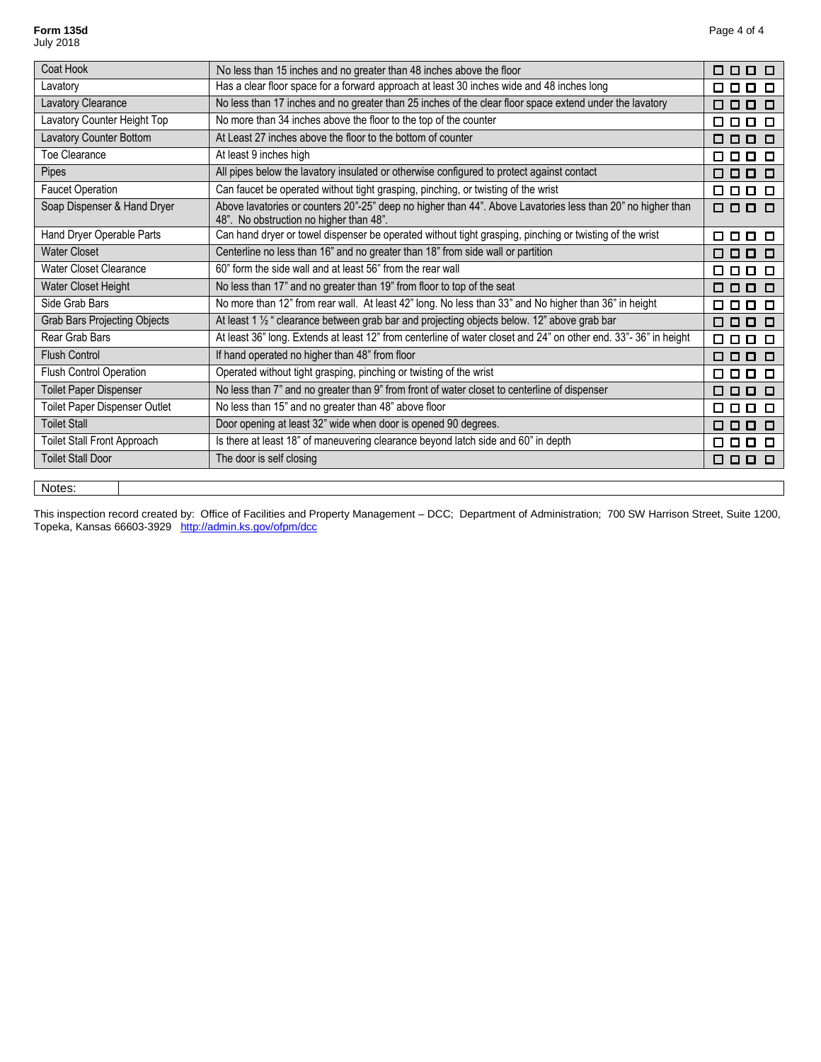| | | |
|---|---|---|
| Coat Hook | No less than 15 inches and no greater than 48 inches above the floor | ☐ ☐ ☐ ☐ |
| Lavatory | Has a clear floor space for a forward approach at least 30 inches wide and 48 inches long | ☐ ☐ ☐ ☐ |
| Lavatory Clearance | No less than 17 inches and no greater than 25 inches of the clear floor space extend under the lavatory | ☐ ☐ ☐ ☐ |
| Lavatory Counter Height Top | No more than 34 inches above the floor to the top of the counter | ☐ ☐ ☐ ☐ |
| Lavatory Counter Bottom | At Least 27 inches above the floor to the bottom of counter | ☐ ☐ ☐ ☐ |
| Toe Clearance | At least 9 inches high | ☐ ☐ ☐ ☐ |
| Pipes | All pipes below the lavatory insulated or otherwise configured to protect against contact | ☐ ☐ ☐ ☐ |
| Faucet Operation | Can faucet be operated without tight grasping, pinching, or twisting of the wrist | ☐ ☐ ☐ ☐ |
| Soap Dispenser & Hand Dryer | Above lavatories or counters 20"-25" deep no higher than 44". Above Lavatories less than 20" no higher than 48". No obstruction no higher than 48". | ☐ ☐ ☐ ☐ |
| Hand Dryer Operable Parts | Can hand dryer or towel dispenser be operated without tight grasping, pinching or twisting of the wrist | ☐ ☐ ☐ ☐ |
| Water Closet | Centerline no less than 16" and no greater than 18" from side wall or partition | ☐ ☐ ☐ ☐ |
| Water Closet Clearance | 60" form the side wall and at least 56" from the rear wall | ☐ ☐ ☐ ☐ |
| Water Closet Height | No less than 17" and no greater than 19" from floor to top of the seat | ☐ ☐ ☐ ☐ |
| Side Grab Bars | No more than 12" from rear wall. At least 42" long. No less than 33" and No higher than 36" in height | ☐ ☐ ☐ ☐ |
| Grab Bars Projecting Objects | At least 1 ½ " clearance between grab bar and projecting objects below. 12" above grab bar | ☐ ☐ ☐ ☐ |
| Rear Grab Bars | At least 36" long. Extends at least 12" from centerline of water closet and 24" on other end. 33"- 36" in height | ☐ ☐ ☐ ☐ |
| Flush Control | If hand operated no higher than 48" from floor | ☐ ☐ ☐ ☐ |
| Flush Control Operation | Operated without tight grasping, pinching or twisting of the wrist | ☐ ☐ ☐ ☐ |
| Toilet Paper Dispenser | No less than 7" and no greater than 9" from front of water closet to centerline of dispenser | ☐ ☐ ☐ ☐ |
| Toilet Paper Dispenser Outlet | No less than 15" and no greater than 48" above floor | ☐ ☐ ☐ ☐ |
| Toilet Stall | Door opening at least 32" wide when door is opened 90 degrees. | ☐ ☐ ☐ ☐ |
| Toilet Stall Front Approach | Is there at least 18" of maneuvering clearance beyond latch side and 60" in depth | ☐ ☐ ☐ ☐ |
| Toilet Stall Door | The door is self closing | ☐ ☐ ☐ ☐ |

| Notes: | |
|---|---|

This inspection record created by: Office of Facilities and Property Management – DCC; Department of Administration; 700 SW Harrison Street, Suite 1200, Topeka, Kansas 66603-3929 http://admin.ks.gov/ofpm/dcc